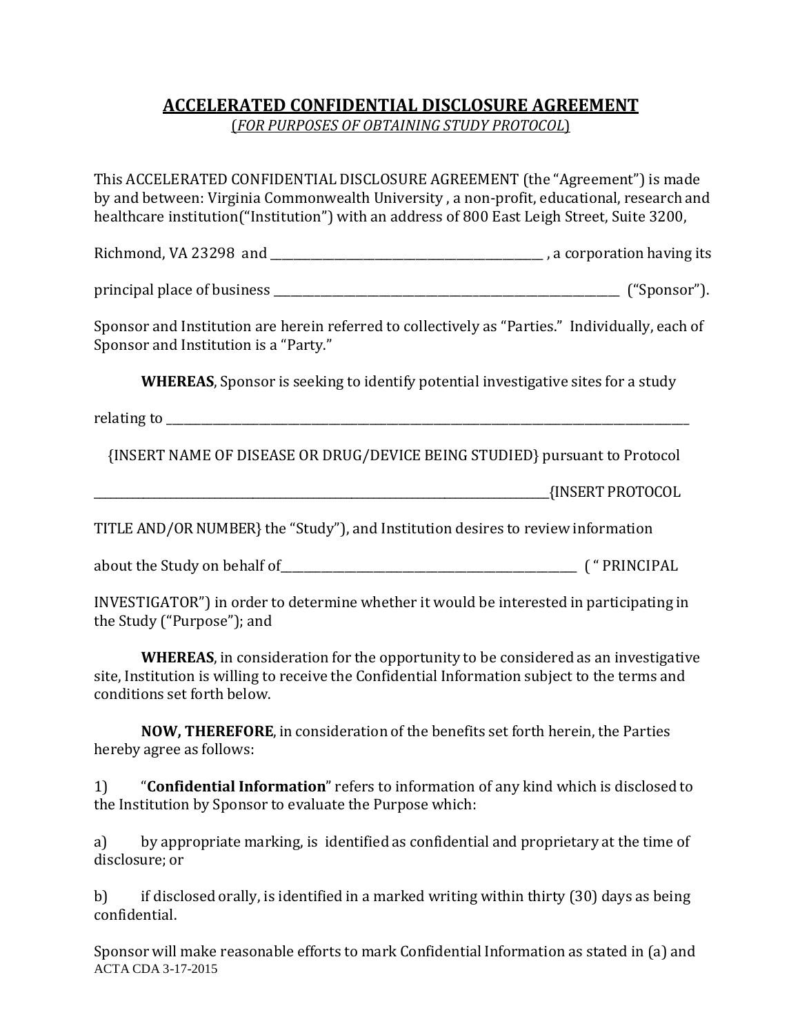# ACCELERATED CONFIDENTIAL DISCLOSURE AGREEMENT

(*FOR PURPOSES OF OBTAINING STUDY PROTOCOL*)

This ACCELERATED CONFIDENTIAL DISCLOSURE AGREEMENT (the "Agreement") is made by and between: Virginia Commonwealth University , a non-profit, educational, research and healthcare institution("Institution") with an address of 800 East Leigh Street, Suite 3200,

Richmond, VA 23298 and _____________________________________________ , a corporation having its

principal place of business __________________________________________________________ ("Sponsor").

Sponsor and Institution are herein referred to collectively as "Parties." Individually, each of Sponsor and Institution is a "Party."

**WHEREAS**, Sponsor is seeking to identify potential investigative sites for a study

relating to _____________________________________________________________________________________

{INSERT NAME OF DISEASE OR DRUG/DEVICE BEING STUDIED} pursuant to Protocol

_________________________________________________________________________________{INSERT PROTOCOL

TITLE AND/OR NUMBER} the "Study"), and Institution desires to review information

about the Study on behalf of__________________________________________________ ( " PRINCIPAL

INVESTIGATOR") in order to determine whether it would be interested in participating in the Study ("Purpose"); and

**WHEREAS**, in consideration for the opportunity to be considered as an investigative site, Institution is willing to receive the Confidential Information subject to the terms and conditions set forth below.

**NOW, THEREFORE**, in consideration of the benefits set forth herein, the Parties hereby agree as follows:

1) "**Confidential Information**" refers to information of any kind which is disclosed to the Institution by Sponsor to evaluate the Purpose which:

a) by appropriate marking, is identified as confidential and proprietary at the time of disclosure; or

b) if disclosed orally, is identified in a marked writing within thirty (30) days as being confidential.

Sponsor will make reasonable efforts to mark Confidential Information as stated in (a) and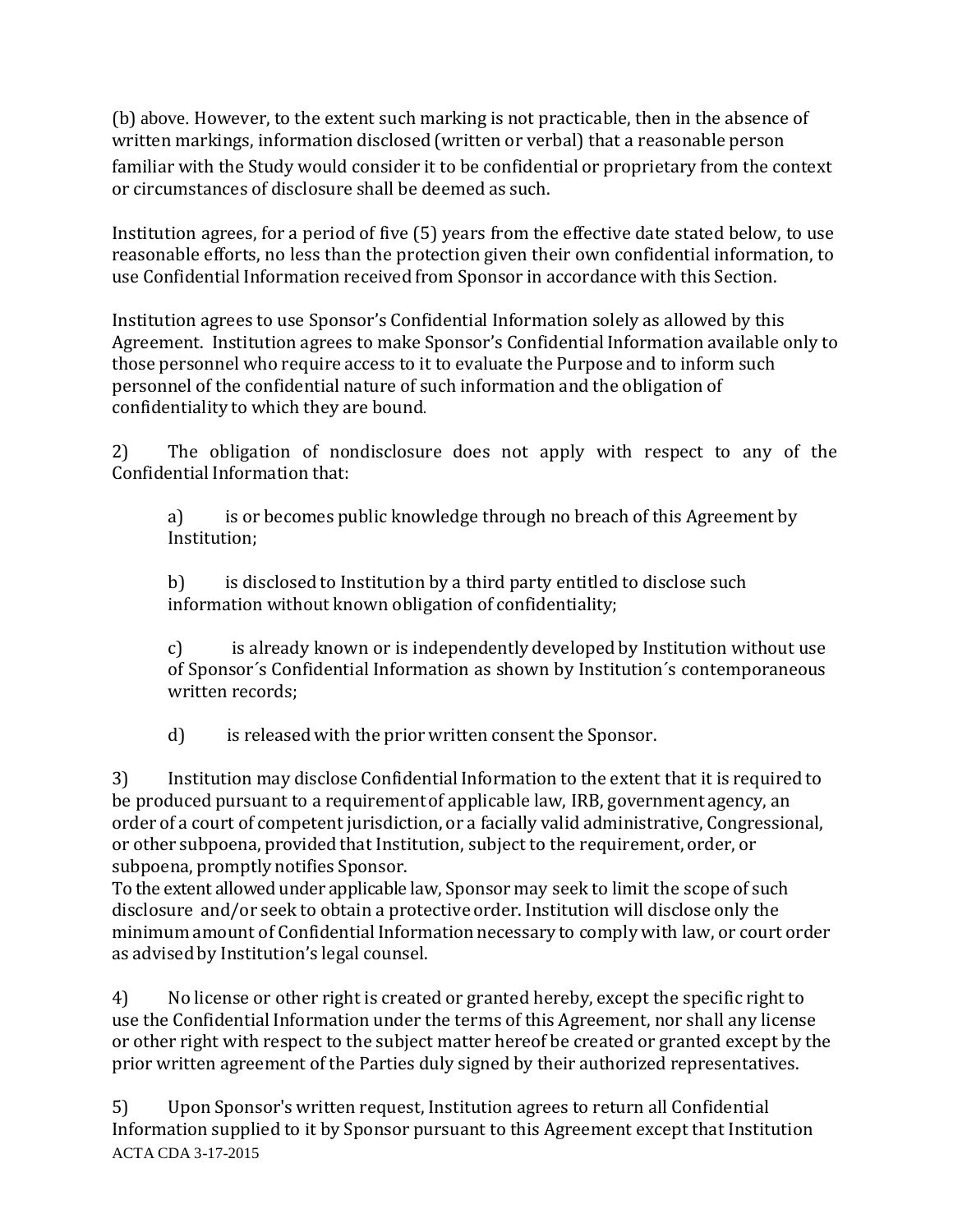(b) above. However, to the extent such marking is not practicable, then in the absence of written markings, information disclosed (written or verbal) that a reasonable person familiar with the Study would consider it to be confidential or proprietary from the context or circumstances of disclosure shall be deemed as such.

Institution agrees, for a period of five (5) years from the effective date stated below, to use reasonable efforts, no less than the protection given their own confidential information, to use Confidential Information received from Sponsor in accordance with this Section.

Institution agrees to use Sponsor's Confidential Information solely as allowed by this Agreement. Institution agrees to make Sponsor's Confidential Information available only to those personnel who require access to it to evaluate the Purpose and to inform such personnel of the confidential nature of such information and the obligation of confidentiality to which they are bound.

2) The obligation of nondisclosure does not apply with respect to any of the Confidential Information that:

> a) is or becomes public knowledge through no breach of this Agreement by Institution;
>
> b) is disclosed to Institution by a third party entitled to disclose such information without known obligation of confidentiality;
>
> c) is already known or is independently developed by Institution without use of Sponsor´s Confidential Information as shown by Institution´s contemporaneous written records;
>
> d) is released with the prior written consent the Sponsor.

3) Institution may disclose Confidential Information to the extent that it is required to be produced pursuant to a requirement of applicable law, IRB, government agency, an order of a court of competent jurisdiction, or a facially valid administrative, Congressional, or other subpoena, provided that Institution, subject to the requirement, order, or subpoena, promptly notifies Sponsor.
To the extent allowed under applicable law, Sponsor may seek to limit the scope of such disclosure and/or seek to obtain a protective order. Institution will disclose only the minimum amount of Confidential Information necessary to comply with law, or court order as advised by Institution's legal counsel.

4) No license or other right is created or granted hereby, except the specific right to use the Confidential Information under the terms of this Agreement, nor shall any license or other right with respect to the subject matter hereof be created or granted except by the prior written agreement of the Parties duly signed by their authorized representatives.

5) Upon Sponsor's written request, Institution agrees to return all Confidential Information supplied to it by Sponsor pursuant to this Agreement except that Institution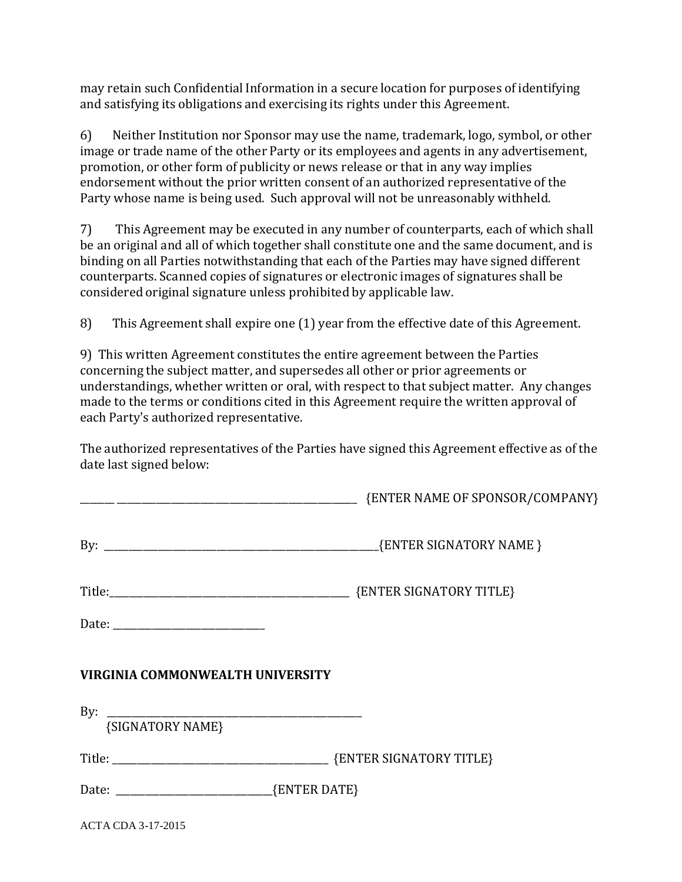may retain such Confidential Information in a secure location for purposes of identifying and satisfying its obligations and exercising its rights under this Agreement.

6) Neither Institution nor Sponsor may use the name, trademark, logo, symbol, or other image or trade name of the other Party or its employees and agents in any advertisement, promotion, or other form of publicity or news release or that in any way implies endorsement without the prior written consent of an authorized representative of the Party whose name is being used. Such approval will not be unreasonably withheld.

7) This Agreement may be executed in any number of counterparts, each of which shall be an original and all of which together shall constitute one and the same document, and is binding on all Parties notwithstanding that each of the Parties may have signed different counterparts. Scanned copies of signatures or electronic images of signatures shall be considered original signature unless prohibited by applicable law.

8) This Agreement shall expire one (1) year from the effective date of this Agreement.

9) This written Agreement constitutes the entire agreement between the Parties concerning the subject matter, and supersedes all other or prior agreements or understandings, whether written or oral, with respect to that subject matter. Any changes made to the terms or conditions cited in this Agreement require the written approval of each Party's authorized representative.

The authorized representatives of the Parties have signed this Agreement effective as of the date last signed below:

_______ ____________________________________________________ {ENTER NAME OF SPONSOR/COMPANY}

By: __________________________________________________________{ENTER SIGNATORY NAME }

Title:___________________________________________________ {ENTER SIGNATORY TITLE}

Date: ______________________________

**VIRGINIA COMMONWEALTH UNIVERSITY**

By: ___________________________________________________
{SIGNATORY NAME}

Title: __________________________________________ {ENTER SIGNATORY TITLE}

Date: ______________________________{ENTER DATE}

ACTA CDA 3-17-2015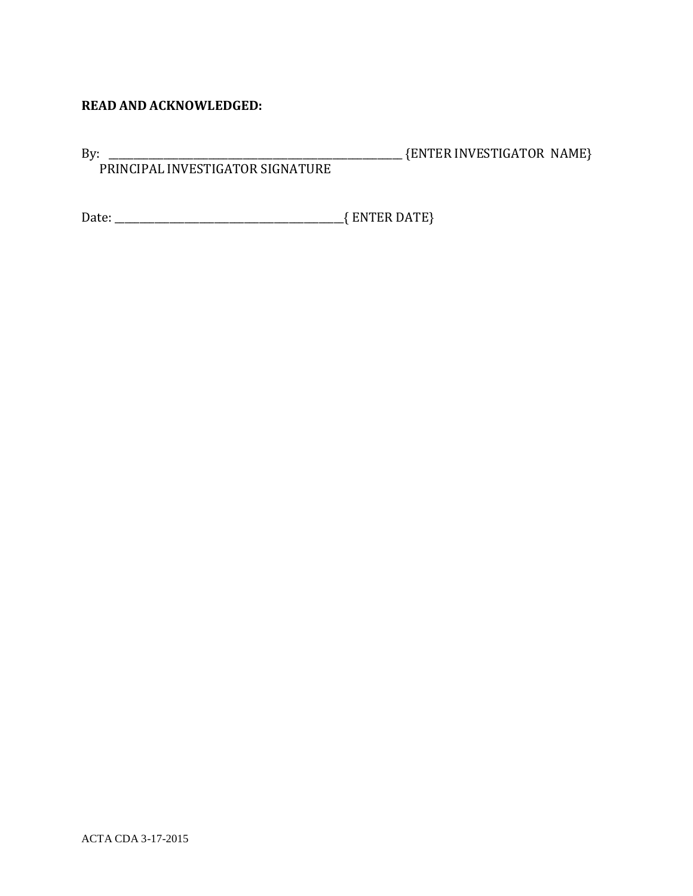**READ AND ACKNOWLEDGED:**

By: ______________________________________________________ {ENTER INVESTIGATOR NAME}
PRINCIPAL INVESTIGATOR SIGNATURE

Date: ________________________________________{ ENTER DATE}